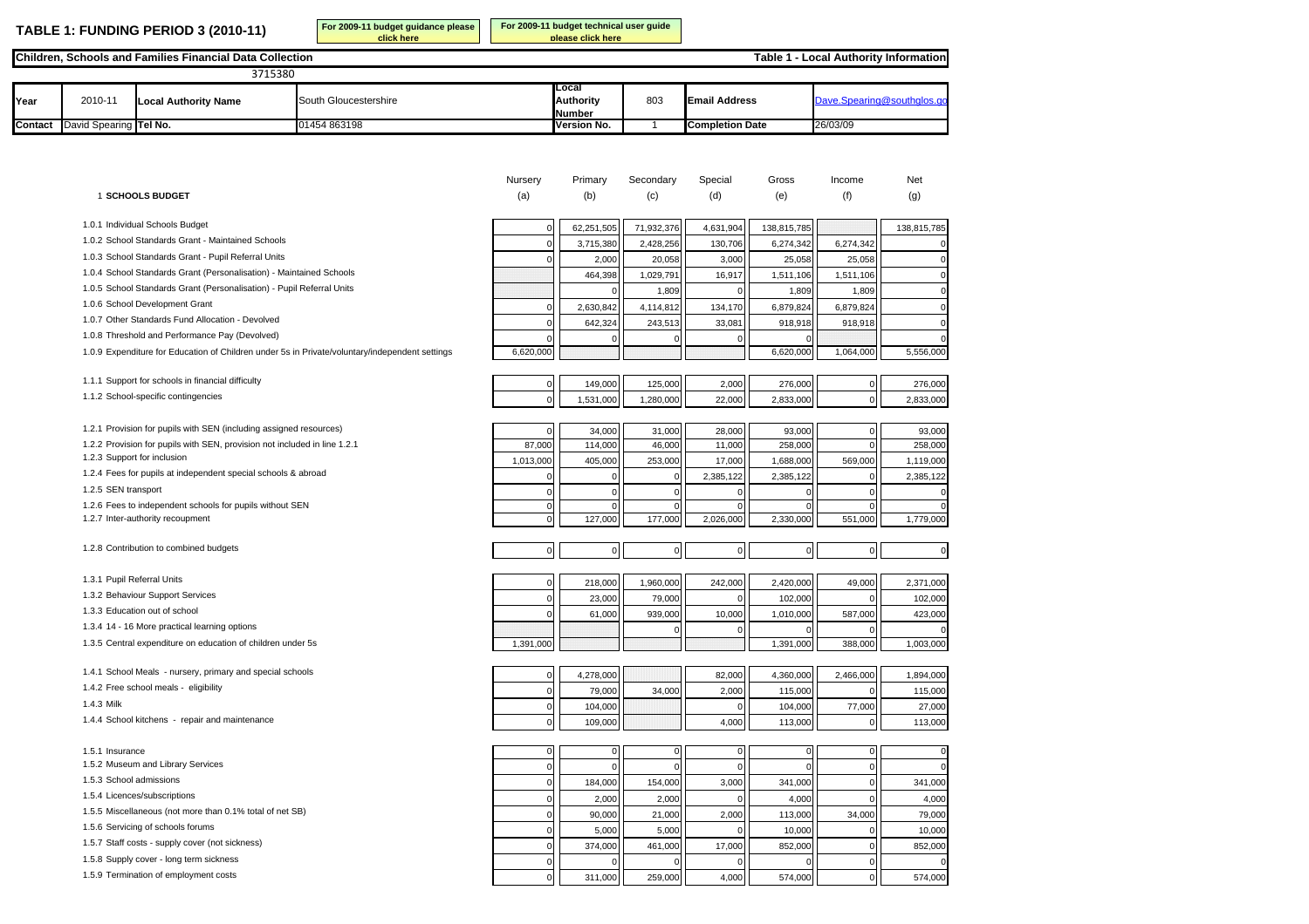**TABLE 1: FUNDING PERIOD 3 (2010-11)**

For 2009-11 budget guidance please click here

For 2009-11 budget technical user guide please click here

**Children, Schools and Families Financial Data Collection** — **Table 1 - Local Authority Information**

3715380

| Year | 2010-11 | Local Authority Name | South Gloucestershire | Local Authority Number | 803 | Email Address | Dave.Spearing@southglos.go |
|---|---|---|---|---|---|---|---|
| Contact | David Spearing | Tel No. | 01454 863198 | Version No. | 1 | Completion Date | 26/03/09 |

| 1 SCHOOLS BUDGET | Nursery (a) | Primary (b) | Secondary (c) | Special (d) | Gross (e) | Income (f) | Net (g) |
|---|---|---|---|---|---|---|---|
| 1.0.1 Individual Schools Budget | 0 | 62,251,505 | 71,932,376 | 4,631,904 | 138,815,785 | | 138,815,785 |
| 1.0.2 School Standards Grant - Maintained Schools | 0 | 3,715,380 | 2,428,256 | 130,706 | 6,274,342 | 6,274,342 | 0 |
| 1.0.3 School Standards Grant - Pupil Referral Units | 0 | 2,000 | 20,058 | 3,000 | 25,058 | 25,058 | 0 |
| 1.0.4 School Standards Grant (Personalisation) - Maintained Schools | | 464,398 | 1,029,791 | 16,917 | 1,511,106 | 1,511,106 | 0 |
| 1.0.5 School Standards Grant (Personalisation) - Pupil Referral Units | | 0 | 1,809 | 0 | 1,809 | 1,809 | 0 |
| 1.0.6 School Development Grant | 0 | 2,630,842 | 4,114,812 | 134,170 | 6,879,824 | 6,879,824 | 0 |
| 1.0.7 Other Standards Fund Allocation - Devolved | 0 | 642,324 | 243,513 | 33,081 | 918,918 | 918,918 | 0 |
| 1.0.8 Threshold and Performance Pay (Devolved) | 0 | 0 | 0 | 0 | 0 | | 0 |
| 1.0.9 Expenditure for Education of Children under 5s in Private/voluntary/independent settings | 6,620,000 | | | | 6,620,000 | 1,064,000 | 5,556,000 |
| 1.1.1 Support for schools in financial difficulty | 0 | 149,000 | 125,000 | 2,000 | 276,000 | 0 | 276,000 |
| 1.1.2 School-specific contingencies | 0 | 1,531,000 | 1,280,000 | 22,000 | 2,833,000 | 0 | 2,833,000 |
| 1.2.1 Provision for pupils with SEN (including assigned resources) | 0 | 34,000 | 31,000 | 28,000 | 93,000 | 0 | 93,000 |
| 1.2.2 Provision for pupils with SEN, provision not included in line 1.2.1 | 87,000 | 114,000 | 46,000 | 11,000 | 258,000 | 0 | 258,000 |
| 1.2.3 Support for inclusion | 1,013,000 | 405,000 | 253,000 | 17,000 | 1,688,000 | 569,000 | 1,119,000 |
| 1.2.4 Fees for pupils at independent special schools & abroad | 0 | 0 | 0 | 2,385,122 | 2,385,122 | 0 | 2,385,122 |
| 1.2.5 SEN transport | 0 | 0 | 0 | 0 | 0 | 0 | 0 |
| 1.2.6 Fees to independent schools for pupils without SEN | 0 | 0 | 0 | 0 | 0 | 0 | 0 |
| 1.2.7 Inter-authority recoupment | 0 | 127,000 | 177,000 | 2,026,000 | 2,330,000 | 551,000 | 1,779,000 |
| 1.2.8 Contribution to combined budgets | 0 | 0 | 0 | 0 | 0 | 0 | 0 |
| 1.3.1 Pupil Referral Units | 0 | 218,000 | 1,960,000 | 242,000 | 2,420,000 | 49,000 | 2,371,000 |
| 1.3.2 Behaviour Support Services | 0 | 23,000 | 79,000 | 0 | 102,000 | 0 | 102,000 |
| 1.3.3 Education out of school | 0 | 61,000 | 939,000 | 10,000 | 1,010,000 | 587,000 | 423,000 |
| 1.3.4 14 - 16 More practical learning options | | | 0 | 0 | 0 | 0 | 0 |
| 1.3.5 Central expenditure on education of children under 5s | 1,391,000 | | | | 1,391,000 | 388,000 | 1,003,000 |
| 1.4.1 School Meals - nursery, primary and special schools | 0 | 4,278,000 | | 82,000 | 4,360,000 | 2,466,000 | 1,894,000 |
| 1.4.2 Free school meals - eligibility | 0 | 79,000 | 34,000 | 2,000 | 115,000 | 0 | 115,000 |
| 1.4.3 Milk | 0 | 104,000 | | 0 | 104,000 | 77,000 | 27,000 |
| 1.4.4 School kitchens - repair and maintenance | 0 | 109,000 | | 4,000 | 113,000 | 0 | 113,000 |
| 1.5.1 Insurance | 0 | 0 | 0 | 0 | 0 | 0 | 0 |
| 1.5.2 Museum and Library Services | 0 | 0 | 0 | 0 | 0 | 0 | 0 |
| 1.5.3 School admissions | 0 | 184,000 | 154,000 | 3,000 | 341,000 | 0 | 341,000 |
| 1.5.4 Licences/subscriptions | 0 | 2,000 | 2,000 | 0 | 4,000 | 0 | 4,000 |
| 1.5.5 Miscellaneous (not more than 0.1% total of net SB) | 0 | 90,000 | 21,000 | 2,000 | 113,000 | 34,000 | 79,000 |
| 1.5.6 Servicing of schools forums | 0 | 5,000 | 5,000 | 0 | 10,000 | 0 | 10,000 |
| 1.5.7 Staff costs - supply cover (not sickness) | 0 | 374,000 | 461,000 | 17,000 | 852,000 | 0 | 852,000 |
| 1.5.8 Supply cover - long term sickness | 0 | 0 | 0 | 0 | 0 | 0 | 0 |
| 1.5.9 Termination of employment costs | 0 | 311,000 | 259,000 | 4,000 | 574,000 | 0 | 574,000 |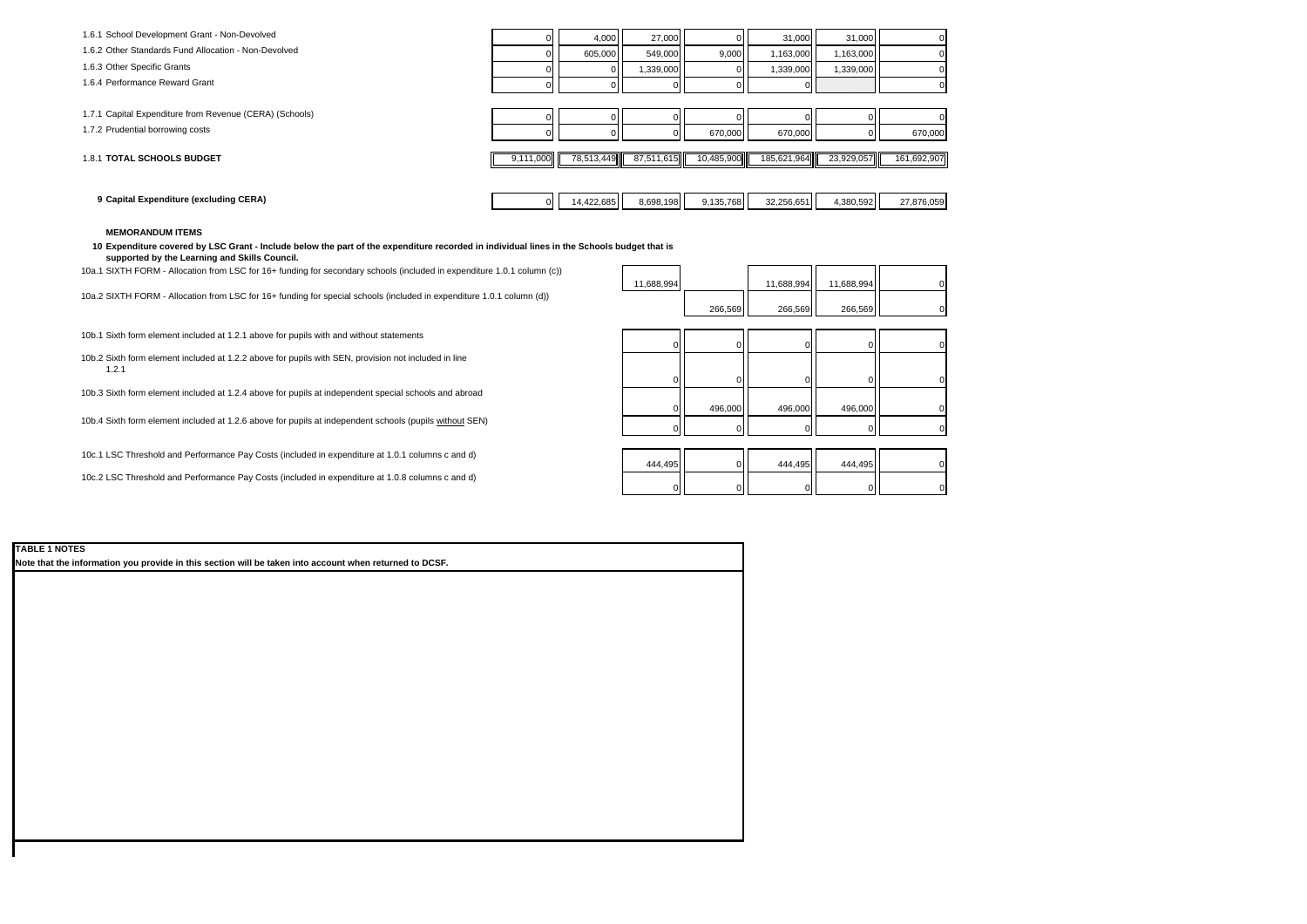| | | | | | | | |
|---|---|---|---|---|---|---|---|
| 1.6.1 School Development Grant - Non-Devolved | 0 | 4,000 | 27,000 | 0 | 31,000 | 31,000 | 0 |
| 1.6.2 Other Standards Fund Allocation - Non-Devolved | 0 | 605,000 | 549,000 | 9,000 | 1,163,000 | 1,163,000 | 0 |
| 1.6.3 Other Specific Grants | 0 | 0 | 1,339,000 | 0 | 1,339,000 | 1,339,000 | 0 |
| 1.6.4 Performance Reward Grant | 0 | 0 | 0 | 0 | 0 | | 0 |
| 1.7.1 Capital Expenditure from Revenue (CERA) (Schools) | 0 | 0 | 0 | 0 | 0 | 0 | 0 |
| 1.7.2 Prudential borrowing costs | 0 | 0 | 0 | 670,000 | 670,000 | 0 | 670,000 |
| 1.8.1 **TOTAL SCHOOLS BUDGET** | 9,111,000 | 78,513,449 | 87,511,615 | 10,485,900 | 185,621,964 | 23,929,057 | 161,692,907 |
| **9 Capital Expenditure (excluding CERA)** | 0 | 14,422,685 | 8,698,198 | 9,135,768 | 32,256,651 | 4,380,592 | 27,876,059 |

**MEMORANDUM ITEMS**

**10 Expenditure covered by LSC Grant - Include below the part of the expenditure recorded in individual lines in the Schools budget that is supported by the Learning and Skills Council.**

| | | | | | | | |
|---|---|---|---|---|---|---|---|
| 10a.1 SIXTH FORM - Allocation from LSC for 16+ funding for secondary schools (included in expenditure 1.0.1 column (c)) | | | 11,688,994 | | 11,688,994 | 11,688,994 | 0 |
| 10a.2 SIXTH FORM - Allocation from LSC for 16+ funding for special schools (included in expenditure 1.0.1 column (d)) | | | | 266,569 | 266,569 | 266,569 | 0 |
| 10b.1 Sixth form element included at 1.2.1 above for pupils with and without statements | | | 0 | 0 | 0 | 0 | 0 |
| 10b.2 Sixth form element included at 1.2.2 above for pupils with SEN, provision not included in line 1.2.1 | | | 0 | 0 | 0 | 0 | 0 |
| 10b.3 Sixth form element included at 1.2.4 above for pupils at independent special schools and abroad | | | 0 | 496,000 | 496,000 | 496,000 | 0 |
| 10b.4 Sixth form element included at 1.2.6 above for pupils at independent schools (pupils without SEN) | | | 0 | 0 | 0 | 0 | 0 |
| 10c.1 LSC Threshold and Performance Pay Costs (included in expenditure at 1.0.1 columns c and d) | | | 444,495 | 0 | 444,495 | 444,495 | 0 |
| 10c.2 LSC Threshold and Performance Pay Costs (included in expenditure at 1.0.8 columns c and d) | | | 0 | 0 | 0 | 0 | 0 |

**TABLE 1 NOTES**

**Note that the information you provide in this section will be taken into account when returned to DCSF.**